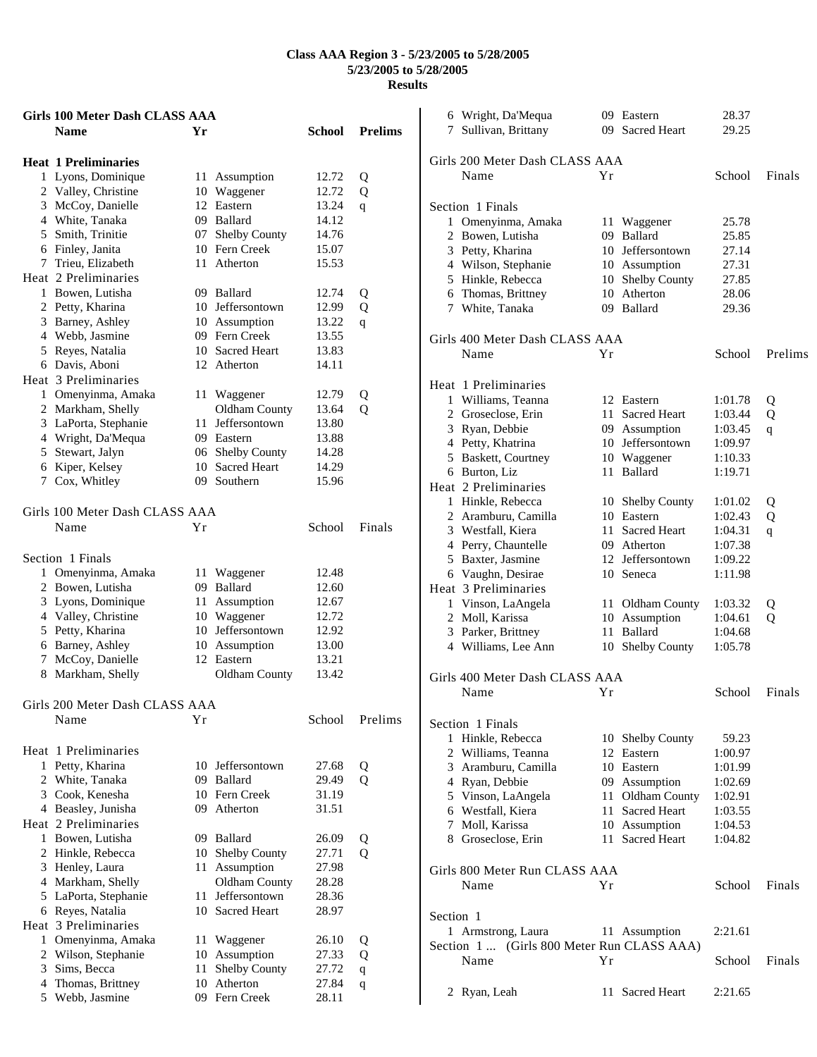# Class AAA Region 3 - 5/23/2005 to 5/28/2005
## 5/23/2005 to 5/28/2005
## Results

### Girls 100 Meter Dash CLASS AAA

| | Name | Yr | School | Prelims | |
|---|---|---|---|---|---|
| **Heat 1 Preliminaries** | | | | | |
| 1 | Lyons, Dominique | 11 | Assumption | 12.72 | Q |
| 2 | Valley, Christine | 10 | Waggener | 12.72 | Q |
| 3 | McCoy, Danielle | 12 | Eastern | 13.24 | q |
| 4 | White, Tanaka | 09 | Ballard | 14.12 | |
| 5 | Smith, Trinitie | 07 | Shelby County | 14.76 | |
| 6 | Finley, Janita | 10 | Fern Creek | 15.07 | |
| 7 | Trieu, Elizabeth | 11 | Atherton | 15.53 | |
| **Heat 2 Preliminaries** | | | | | |
| 1 | Bowen, Lutisha | 09 | Ballard | 12.74 | Q |
| 2 | Petty, Kharina | 10 | Jeffersontown | 12.99 | Q |
| 3 | Barney, Ashley | 10 | Assumption | 13.22 | q |
| 4 | Webb, Jasmine | 09 | Fern Creek | 13.55 | |
| 5 | Reyes, Natalia | 10 | Sacred Heart | 13.83 | |
| 6 | Davis, Aboni | 12 | Atherton | 14.11 | |
| **Heat 3 Preliminaries** | | | | | |
| 1 | Omenyinma, Amaka | 11 | Waggener | 12.79 | Q |
| 2 | Markham, Shelly | | Oldham County | 13.64 | Q |
| 3 | LaPorta, Stephanie | 11 | Jeffersontown | 13.80 | |
| 4 | Wright, Da'Mequa | 09 | Eastern | 13.88 | |
| 5 | Stewart, Jalyn | 06 | Shelby County | 14.28 | |
| 6 | Kiper, Kelsey | 10 | Sacred Heart | 14.29 | |
| 7 | Cox, Whitley | 09 | Southern | 15.96 | |

### Girls 100 Meter Dash CLASS AAA

| | Name | Yr | School | Finals |
|---|---|---|---|---|
| **Section 1 Finals** | | | | |
| 1 | Omenyinma, Amaka | 11 | Waggener | 12.48 |
| 2 | Bowen, Lutisha | 09 | Ballard | 12.60 |
| 3 | Lyons, Dominique | 11 | Assumption | 12.67 |
| 4 | Valley, Christine | 10 | Waggener | 12.72 |
| 5 | Petty, Kharina | 10 | Jeffersontown | 12.92 |
| 6 | Barney, Ashley | 10 | Assumption | 13.00 |
| 7 | McCoy, Danielle | 12 | Eastern | 13.21 |
| 8 | Markham, Shelly | | Oldham County | 13.42 |

### Girls 200 Meter Dash CLASS AAA

| | Name | Yr | School | Prelims | |
|---|---|---|---|---|---|
| **Heat 1 Preliminaries** | | | | | |
| 1 | Petty, Kharina | 10 | Jeffersontown | 27.68 | Q |
| 2 | White, Tanaka | 09 | Ballard | 29.49 | Q |
| 3 | Cook, Kenesha | 10 | Fern Creek | 31.19 | |
| 4 | Beasley, Junisha | 09 | Atherton | 31.51 | |
| **Heat 2 Preliminaries** | | | | | |
| 1 | Bowen, Lutisha | 09 | Ballard | 26.09 | Q |
| 2 | Hinkle, Rebecca | 10 | Shelby County | 27.71 | Q |
| 3 | Henley, Laura | 11 | Assumption | 27.98 | |
| 4 | Markham, Shelly | | Oldham County | 28.28 | |
| 5 | LaPorta, Stephanie | 11 | Jeffersontown | 28.36 | |
| 6 | Reyes, Natalia | 10 | Sacred Heart | 28.97 | |
| **Heat 3 Preliminaries** | | | | | |
| 1 | Omenyinma, Amaka | 11 | Waggener | 26.10 | Q |
| 2 | Wilson, Stephanie | 10 | Assumption | 27.33 | Q |
| 3 | Sims, Becca | 11 | Shelby County | 27.72 | q |
| 4 | Thomas, Brittney | 10 | Atherton | 27.84 | q |
| 5 | Webb, Jasmine | 09 | Fern Creek | 28.11 | |
| 6 | Wright, Da'Mequa | 09 | Eastern | 28.37 | |
| 7 | Sullivan, Brittany | 09 | Sacred Heart | 29.25 | |

### Girls 200 Meter Dash CLASS AAA

| | Name | Yr | School | Finals |
|---|---|---|---|---|
| **Section 1 Finals** | | | | |
| 1 | Omenyinma, Amaka | 11 | Waggener | 25.78 |
| 2 | Bowen, Lutisha | 09 | Ballard | 25.85 |
| 3 | Petty, Kharina | 10 | Jeffersontown | 27.14 |
| 4 | Wilson, Stephanie | 10 | Assumption | 27.31 |
| 5 | Hinkle, Rebecca | 10 | Shelby County | 27.85 |
| 6 | Thomas, Brittney | 10 | Atherton | 28.06 |
| 7 | White, Tanaka | 09 | Ballard | 29.36 |

### Girls 400 Meter Dash CLASS AAA

| | Name | Yr | School | Prelims | |
|---|---|---|---|---|---|
| **Heat 1 Preliminaries** | | | | | |
| 1 | Williams, Teanna | 12 | Eastern | 1:01.78 | Q |
| 2 | Groseclose, Erin | 11 | Sacred Heart | 1:03.44 | Q |
| 3 | Ryan, Debbie | 09 | Assumption | 1:03.45 | q |
| 4 | Petty, Khatrina | 10 | Jeffersontown | 1:09.97 | |
| 5 | Baskett, Courtney | 10 | Waggener | 1:10.33 | |
| 6 | Burton, Liz | 11 | Ballard | 1:19.71 | |
| **Heat 2 Preliminaries** | | | | | |
| 1 | Hinkle, Rebecca | 10 | Shelby County | 1:01.02 | Q |
| 2 | Aramburu, Camilla | 10 | Eastern | 1:02.43 | Q |
| 3 | Westfall, Kiera | 11 | Sacred Heart | 1:04.31 | q |
| 4 | Perry, Chauntelle | 09 | Atherton | 1:07.38 | |
| 5 | Baxter, Jasmine | 12 | Jeffersontown | 1:09.22 | |
| 6 | Vaughn, Desirae | 10 | Seneca | 1:11.98 | |
| **Heat 3 Preliminaries** | | | | | |
| 1 | Vinson, LaAngela | 11 | Oldham County | 1:03.32 | Q |
| 2 | Moll, Karissa | 10 | Assumption | 1:04.61 | Q |
| 3 | Parker, Brittney | 11 | Ballard | 1:04.68 | |
| 4 | Williams, Lee Ann | 10 | Shelby County | 1:05.78 | |

### Girls 400 Meter Dash CLASS AAA

| | Name | Yr | School | Finals |
|---|---|---|---|---|
| **Section 1 Finals** | | | | |
| 1 | Hinkle, Rebecca | 10 | Shelby County | 59.23 |
| 2 | Williams, Teanna | 12 | Eastern | 1:00.97 |
| 3 | Aramburu, Camilla | 10 | Eastern | 1:01.99 |
| 4 | Ryan, Debbie | 09 | Assumption | 1:02.69 |
| 5 | Vinson, LaAngela | 11 | Oldham County | 1:02.91 |
| 6 | Westfall, Kiera | 11 | Sacred Heart | 1:03.55 |
| 7 | Moll, Karissa | 10 | Assumption | 1:04.53 |
| 8 | Groseclose, Erin | 11 | Sacred Heart | 1:04.82 |

### Girls 800 Meter Run CLASS AAA

| | Name | Yr | School | Finals |
|---|---|---|---|---|
| **Section 1** | | | | |
| 1 | Armstrong, Laura | 11 | Assumption | 2:21.61 |
| 2 | Ryan, Leah | 11 | Sacred Heart | 2:21.65 |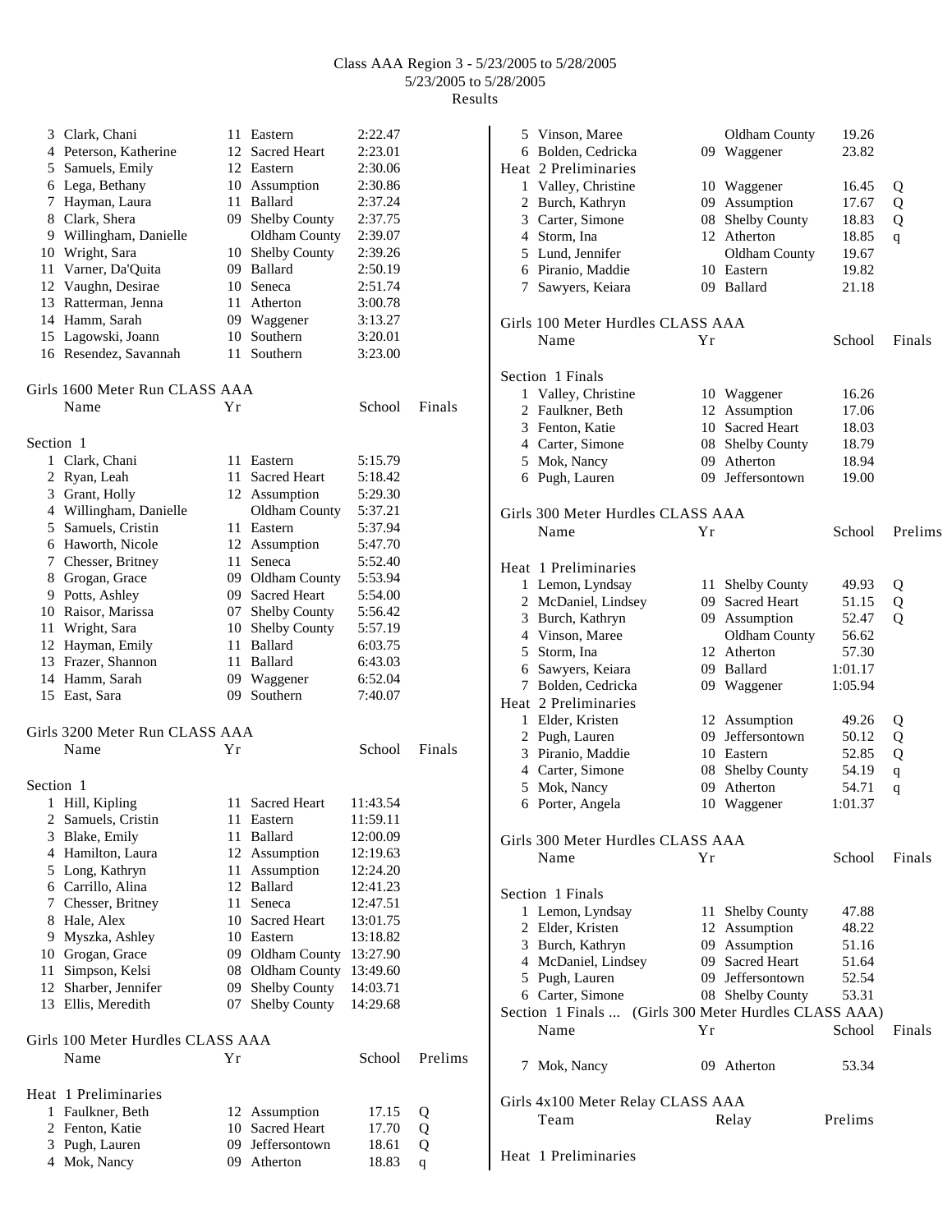# Class AAA Region 3 - 5/23/2005 to 5/28/2005

5/23/2005 to 5/28/2005

Results

| | Name | Yr | School | Finals |
|---|---|---|---|---|
| 3 | Clark, Chani | 11 | Eastern | 2:22.47 |
| 4 | Peterson, Katherine | 12 | Sacred Heart | 2:23.01 |
| 5 | Samuels, Emily | 12 | Eastern | 2:30.06 |
| 6 | Lega, Bethany | 10 | Assumption | 2:30.86 |
| 7 | Hayman, Laura | 11 | Ballard | 2:37.24 |
| 8 | Clark, Shera | 09 | Shelby County | 2:37.75 |
| 9 | Willingham, Danielle | | Oldham County | 2:39.07 |
| 10 | Wright, Sara | 10 | Shelby County | 2:39.26 |
| 11 | Varner, Da'Quita | 09 | Ballard | 2:50.19 |
| 12 | Vaughn, Desirae | 10 | Seneca | 2:51.74 |
| 13 | Ratterman, Jenna | 11 | Atherton | 3:00.78 |
| 14 | Hamm, Sarah | 09 | Waggener | 3:13.27 |
| 15 | Lagowski, Joann | 10 | Southern | 3:20.01 |
| 16 | Resendez, Savannah | 11 | Southern | 3:23.00 |

## Girls 1600 Meter Run CLASS AAA

Section 1

| | Name | Yr | School | Finals |
|---|---|---|---|---|
| 1 | Clark, Chani | 11 | Eastern | 5:15.79 |
| 2 | Ryan, Leah | 11 | Sacred Heart | 5:18.42 |
| 3 | Grant, Holly | 12 | Assumption | 5:29.30 |
| 4 | Willingham, Danielle | | Oldham County | 5:37.21 |
| 5 | Samuels, Cristin | 11 | Eastern | 5:37.94 |
| 6 | Haworth, Nicole | 12 | Assumption | 5:47.70 |
| 7 | Chesser, Britney | 11 | Seneca | 5:52.40 |
| 8 | Grogan, Grace | 09 | Oldham County | 5:53.94 |
| 9 | Potts, Ashley | 09 | Sacred Heart | 5:54.00 |
| 10 | Raisor, Marissa | 07 | Shelby County | 5:56.42 |
| 11 | Wright, Sara | 10 | Shelby County | 5:57.19 |
| 12 | Hayman, Emily | 11 | Ballard | 6:03.75 |
| 13 | Frazer, Shannon | 11 | Ballard | 6:43.03 |
| 14 | Hamm, Sarah | 09 | Waggener | 6:52.04 |
| 15 | East, Sara | 09 | Southern | 7:40.07 |

## Girls 3200 Meter Run CLASS AAA

Section 1

| | Name | Yr | School | Finals |
|---|---|---|---|---|
| 1 | Hill, Kipling | 11 | Sacred Heart | 11:43.54 |
| 2 | Samuels, Cristin | 11 | Eastern | 11:59.11 |
| 3 | Blake, Emily | 11 | Ballard | 12:00.09 |
| 4 | Hamilton, Laura | 12 | Assumption | 12:19.63 |
| 5 | Long, Kathryn | 11 | Assumption | 12:24.20 |
| 6 | Carrillo, Alina | 12 | Ballard | 12:41.23 |
| 7 | Chesser, Britney | 11 | Seneca | 12:47.51 |
| 8 | Hale, Alex | 10 | Sacred Heart | 13:01.75 |
| 9 | Myszka, Ashley | 10 | Eastern | 13:18.82 |
| 10 | Grogan, Grace | 09 | Oldham County | 13:27.90 |
| 11 | Simpson, Kelsi | 08 | Oldham County | 13:49.60 |
| 12 | Sharber, Jennifer | 09 | Shelby County | 14:03.71 |
| 13 | Ellis, Meredith | 07 | Shelby County | 14:29.68 |

## Girls 100 Meter Hurdles CLASS AAA

Heat 1 Preliminaries

| | Name | Yr | School | Prelims | |
|---|---|---|---|---|---|
| 1 | Faulkner, Beth | 12 | Assumption | 17.15 | Q |
| 2 | Fenton, Katie | 10 | Sacred Heart | 17.70 | Q |
| 3 | Pugh, Lauren | 09 | Jeffersontown | 18.61 | Q |
| 4 | Mok, Nancy | 09 | Atherton | 18.83 | q |
| 5 | Vinson, Maree | | Oldham County | 19.26 | |
| 6 | Bolden, Cedricka | 09 | Waggener | 23.82 | |

Heat 2 Preliminaries

| | Name | Yr | School | Prelims | |
|---|---|---|---|---|---|
| 1 | Valley, Christine | 10 | Waggener | 16.45 | Q |
| 2 | Burch, Kathryn | 09 | Assumption | 17.67 | Q |
| 3 | Carter, Simone | 08 | Shelby County | 18.83 | Q |
| 4 | Storm, Ina | 12 | Atherton | 18.85 | q |
| 5 | Lund, Jennifer | | Oldham County | 19.67 | |
| 6 | Piranio, Maddie | 10 | Eastern | 19.82 | |
| 7 | Sawyers, Keiara | 09 | Ballard | 21.18 | |

## Girls 100 Meter Hurdles CLASS AAA

Section 1 Finals

| | Name | Yr | School | Finals |
|---|---|---|---|---|
| 1 | Valley, Christine | 10 | Waggener | 16.26 |
| 2 | Faulkner, Beth | 12 | Assumption | 17.06 |
| 3 | Fenton, Katie | 10 | Sacred Heart | 18.03 |
| 4 | Carter, Simone | 08 | Shelby County | 18.79 |
| 5 | Mok, Nancy | 09 | Atherton | 18.94 |
| 6 | Pugh, Lauren | 09 | Jeffersontown | 19.00 |

## Girls 300 Meter Hurdles CLASS AAA

Heat 1 Preliminaries

| | Name | Yr | School | Prelims | |
|---|---|---|---|---|---|
| 1 | Lemon, Lyndsay | 11 | Shelby County | 49.93 | Q |
| 2 | McDaniel, Lindsey | 09 | Sacred Heart | 51.15 | Q |
| 3 | Burch, Kathryn | 09 | Assumption | 52.47 | Q |
| 4 | Vinson, Maree | | Oldham County | 56.62 | |
| 5 | Storm, Ina | 12 | Atherton | 57.30 | |
| 6 | Sawyers, Keiara | 09 | Ballard | 1:01.17 | |
| 7 | Bolden, Cedricka | 09 | Waggener | 1:05.94 | |

Heat 2 Preliminaries

| | Name | Yr | School | Prelims | |
|---|---|---|---|---|---|
| 1 | Elder, Kristen | 12 | Assumption | 49.26 | Q |
| 2 | Pugh, Lauren | 09 | Jeffersontown | 50.12 | Q |
| 3 | Piranio, Maddie | 10 | Eastern | 52.85 | Q |
| 4 | Carter, Simone | 08 | Shelby County | 54.19 | q |
| 5 | Mok, Nancy | 09 | Atherton | 54.71 | q |
| 6 | Porter, Angela | 10 | Waggener | 1:01.37 | |

## Girls 300 Meter Hurdles CLASS AAA

Section 1 Finals

| | Name | Yr | School | Finals |
|---|---|---|---|---|
| 1 | Lemon, Lyndsay | 11 | Shelby County | 47.88 |
| 2 | Elder, Kristen | 12 | Assumption | 48.22 |
| 3 | Burch, Kathryn | 09 | Assumption | 51.16 |
| 4 | McDaniel, Lindsey | 09 | Sacred Heart | 51.64 |
| 5 | Pugh, Lauren | 09 | Jeffersontown | 52.54 |
| 6 | Carter, Simone | 08 | Shelby County | 53.31 |
| 7 | Mok, Nancy | 09 | Atherton | 53.34 |

## Girls 4x100 Meter Relay CLASS AAA

| Team | Relay | Prelims |
|---|---|---|

Heat 1 Preliminaries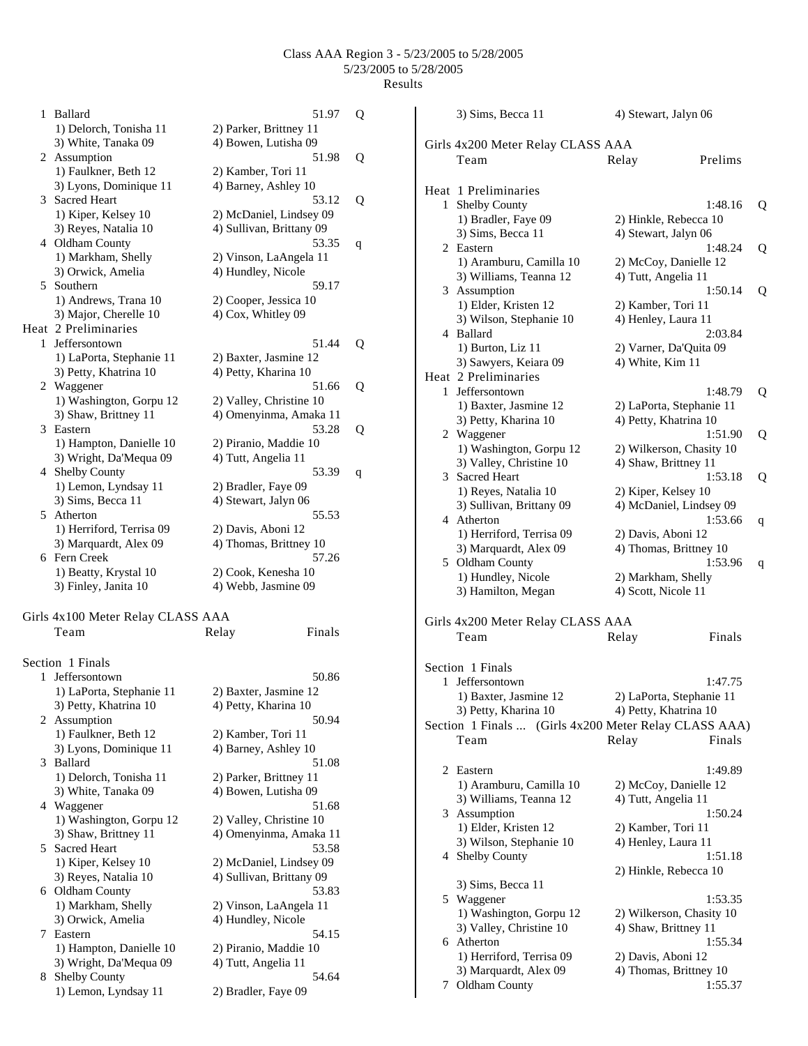Class AAA Region 3 - 5/23/2005 to 5/28/2005
5/23/2005 to 5/28/2005
Results

```
  1 Ballard                                   51.97   Q
     1) Delorch, Tonisha 11       2) Parker, Brittney 11
     3) White, Tanaka 09          4) Bowen, Lutisha 09
  2 Assumption                                51.98   Q
     1) Faulkner, Beth 12         2) Kamber, Tori 11
     3) Lyons, Dominique 11       4) Barney, Ashley 10
  3 Sacred Heart                              53.12   Q
     1) Kiper, Kelsey 10          2) McDaniel, Lindsey 09
     3) Reyes, Natalia 10         4) Sullivan, Brittany 09
  4 Oldham County                             53.35   q
     1) Markham, Shelly           2) Vinson, LaAngela 11
     3) Orwick, Amelia            4) Hundley, Nicole
  5 Southern                                  59.17
     1) Andrews, Trana 10         2) Cooper, Jessica 10
     3) Major, Cherelle 10        4) Cox, Whitley 09
Heat  2 Preliminaries
  1 Jeffersontown                             51.44   Q
     1) LaPorta, Stephanie 11     2) Baxter, Jasmine 12
     3) Petty, Khatrina 10        4) Petty, Kharina 10
  2 Waggener                                  51.66   Q
     1) Washington, Gorpu 12      2) Valley, Christine 10
     3) Shaw, Brittney 11         4) Omenyinma, Amaka 11
  3 Eastern                                   53.28   Q
     1) Hampton, Danielle 10      2) Piranio, Maddie 10
     3) Wright, Da'Mequa 09       4) Tutt, Angelia 11
  4 Shelby County                             53.39   q
     1) Lemon, Lyndsay 11         2) Bradler, Faye 09
     3) Sims, Becca 11            4) Stewart, Jalyn 06
  5 Atherton                                  55.53
     1) Herriford, Terrisa 09     2) Davis, Aboni 12
     3) Marquardt, Alex 09        4) Thomas, Brittney 10
  6 Fern Creek                                57.26
     1) Beatty, Krystal 10        2) Cook, Kenesha 10
     3) Finley, Janita 10         4) Webb, Jasmine 09
```

Girls 4x100 Meter Relay CLASS AAA

```
    Team                          Relay            Finals

Section  1 Finals
  1 Jeffersontown                             50.86
     1) LaPorta, Stephanie 11     2) Baxter, Jasmine 12
     3) Petty, Khatrina 10        4) Petty, Kharina 10
  2 Assumption                                50.94
     1) Faulkner, Beth 12         2) Kamber, Tori 11
     3) Lyons, Dominique 11       4) Barney, Ashley 10
  3 Ballard                                   51.08
     1) Delorch, Tonisha 11       2) Parker, Brittney 11
     3) White, Tanaka 09          4) Bowen, Lutisha 09
  4 Waggener                                  51.68
     1) Washington, Gorpu 12      2) Valley, Christine 10
     3) Shaw, Brittney 11         4) Omenyinma, Amaka 11
  5 Sacred Heart                              53.58
     1) Kiper, Kelsey 10          2) McDaniel, Lindsey 09
     3) Reyes, Natalia 10         4) Sullivan, Brittany 09
  6 Oldham County                             53.83
     1) Markham, Shelly           2) Vinson, LaAngela 11
     3) Orwick, Amelia            4) Hundley, Nicole
  7 Eastern                                   54.15
     1) Hampton, Danielle 10      2) Piranio, Maddie 10
     3) Wright, Da'Mequa 09       4) Tutt, Angelia 11
  8 Shelby County                             54.64
     1) Lemon, Lyndsay 11         2) Bradler, Faye 09
     3) Sims, Becca 11            4) Stewart, Jalyn 06
```

Girls 4x200 Meter Relay CLASS AAA

```
    Team                          Relay            Prelims

Heat  1 Preliminaries
  1 Shelby County                             1:48.16   Q
     1) Bradler, Faye 09          2) Hinkle, Rebecca 10
     3) Sims, Becca 11            4) Stewart, Jalyn 06
  2 Eastern                                   1:48.24   Q
     1) Aramburu, Camilla 10      2) McCoy, Danielle 12
     3) Williams, Teanna 12       4) Tutt, Angelia 11
  3 Assumption                                1:50.14   Q
     1) Elder, Kristen 12         2) Kamber, Tori 11
     3) Wilson, Stephanie 10      4) Henley, Laura 11
  4 Ballard                                   2:03.84
     1) Burton, Liz 11            2) Varner, Da'Quita 09
     3) Sawyers, Keiara 09        4) White, Kim 11
Heat  2 Preliminaries
  1 Jeffersontown                             1:48.79   Q
     1) Baxter, Jasmine 12        2) LaPorta, Stephanie 11
     3) Petty, Kharina 10         4) Petty, Khatrina 10
  2 Waggener                                  1:51.90   Q
     1) Washington, Gorpu 12      2) Wilkerson, Chasity 10
     3) Valley, Christine 10      4) Shaw, Brittney 11
  3 Sacred Heart                              1:53.18   Q
     1) Reyes, Natalia 10         2) Kiper, Kelsey 10
     3) Sullivan, Brittany 09     4) McDaniel, Lindsey 09
  4 Atherton                                  1:53.66   q
     1) Herriford, Terrisa 09     2) Davis, Aboni 12
     3) Marquardt, Alex 09        4) Thomas, Brittney 10
  5 Oldham County                             1:53.96   q
     1) Hundley, Nicole           2) Markham, Shelly
     3) Hamilton, Megan           4) Scott, Nicole 11
```

Girls 4x200 Meter Relay CLASS AAA

```
    Team                          Relay            Finals

Section  1 Finals
  1 Jeffersontown                             1:47.75
     1) Baxter, Jasmine 12        2) LaPorta, Stephanie 11
     3) Petty, Kharina 10         4) Petty, Khatrina 10
Section  1 Finals ...  (Girls 4x200 Meter Relay CLASS AAA)
    Team                          Relay            Finals

  2 Eastern                                   1:49.89
     1) Aramburu, Camilla 10      2) McCoy, Danielle 12
     3) Williams, Teanna 12       4) Tutt, Angelia 11
  3 Assumption                                1:50.24
     1) Elder, Kristen 12         2) Kamber, Tori 11
     3) Wilson, Stephanie 10      4) Henley, Laura 11
  4 Shelby County                             1:51.18
                                  2) Hinkle, Rebecca 10
     3) Sims, Becca 11
  5 Waggener                                  1:53.35
     1) Washington, Gorpu 12      2) Wilkerson, Chasity 10
     3) Valley, Christine 10      4) Shaw, Brittney 11
  6 Atherton                                  1:55.34
     1) Herriford, Terrisa 09     2) Davis, Aboni 12
     3) Marquardt, Alex 09        4) Thomas, Brittney 10
  7 Oldham County                             1:55.37
```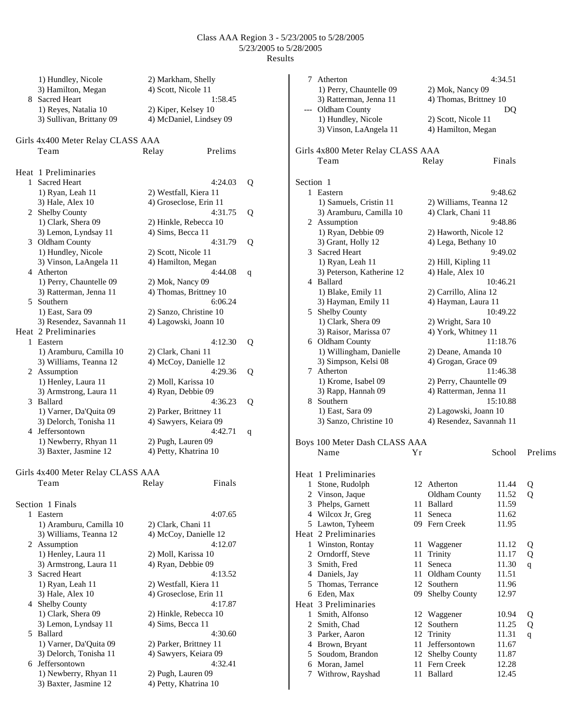Class AAA Region 3 - 5/23/2005 to 5/28/2005
5/23/2005 to 5/28/2005
Results

```
    1) Hundley, Nicole            2) Markham, Shelly
    3) Hamilton, Megan            4) Scott, Nicole 11
  8 Sacred Heart                              1:58.45
    1) Reyes, Natalia 10          2) Kiper, Kelsey 10
    3) Sullivan, Brittany 09      4) McDaniel, Lindsey 09
```

## Girls 4x400 Meter Relay CLASS AAA

```
    Team                          Relay        Prelims

Heat  1 Preliminaries
  1 Sacred Heart                              4:24.03  Q
    1) Ryan, Leah 11              2) Westfall, Kiera 11
    3) Hale, Alex 10              4) Groseclose, Erin 11
  2 Shelby County                             4:31.75  Q
    1) Clark, Shera 09            2) Hinkle, Rebecca 10
    3) Lemon, Lyndsay 11          4) Sims, Becca 11
  3 Oldham County                             4:31.79  Q
    1) Hundley, Nicole            2) Scott, Nicole 11
    3) Vinson, LaAngela 11        4) Hamilton, Megan
  4 Atherton                                  4:44.08  q
    1) Perry, Chauntelle 09       2) Mok, Nancy 09
    3) Ratterman, Jenna 11        4) Thomas, Brittney 10
  5 Southern                                  6:06.24
    1) East, Sara 09              2) Sanzo, Christine 10
    3) Resendez, Savannah 11      4) Lagowski, Joann 10
Heat  2 Preliminaries
  1 Eastern                                   4:12.30  Q
    1) Aramburu, Camilla 10       2) Clark, Chani 11
    3) Williams, Teanna 12        4) McCoy, Danielle 12
  2 Assumption                                4:29.36  Q
    1) Henley, Laura 11           2) Moll, Karissa 10
    3) Armstrong, Laura 11        4) Ryan, Debbie 09
  3 Ballard                                   4:36.23  Q
    1) Varner, Da'Quita 09        2) Parker, Brittney 11
    3) Delorch, Tonisha 11        4) Sawyers, Keiara 09
  4 Jeffersontown                             4:42.71  q
    1) Newberry, Rhyan 11         2) Pugh, Lauren 09
    3) Baxter, Jasmine 12         4) Petty, Khatrina 10
```

## Girls 4x400 Meter Relay CLASS AAA

```
    Team                          Relay        Finals

Section  1 Finals
  1 Eastern                                   4:07.65
    1) Aramburu, Camilla 10       2) Clark, Chani 11
    3) Williams, Teanna 12        4) McCoy, Danielle 12
  2 Assumption                                4:12.07
    1) Henley, Laura 11           2) Moll, Karissa 10
    3) Armstrong, Laura 11        4) Ryan, Debbie 09
  3 Sacred Heart                              4:13.52
    1) Ryan, Leah 11              2) Westfall, Kiera 11
    3) Hale, Alex 10              4) Groseclose, Erin 11
  4 Shelby County                             4:17.87
    1) Clark, Shera 09            2) Hinkle, Rebecca 10
    3) Lemon, Lyndsay 11          4) Sims, Becca 11
  5 Ballard                                   4:30.60
    1) Varner, Da'Quita 09        2) Parker, Brittney 11
    3) Delorch, Tonisha 11        4) Sawyers, Keiara 09
  6 Jeffersontown                             4:32.41
    1) Newberry, Rhyan 11         2) Pugh, Lauren 09
    3) Baxter, Jasmine 12         4) Petty, Khatrina 10
  7 Atherton                                  4:34.51
    1) Perry, Chauntelle 09       2) Mok, Nancy 09
    3) Ratterman, Jenna 11        4) Thomas, Brittney 10
--- Oldham County                                  DQ
    1) Hundley, Nicole            2) Scott, Nicole 11
    3) Vinson, LaAngela 11        4) Hamilton, Megan
```

## Girls 4x800 Meter Relay CLASS AAA

```
    Team                          Relay        Finals

Section  1
  1 Eastern                                   9:48.62
    1) Samuels, Cristin 11        2) Williams, Teanna 12
    3) Aramburu, Camilla 10       4) Clark, Chani 11
  2 Assumption                                9:48.86
    1) Ryan, Debbie 09            2) Haworth, Nicole 12
    3) Grant, Holly 12            4) Lega, Bethany 10
  3 Sacred Heart                              9:49.02
    1) Ryan, Leah 11              2) Hill, Kipling 11
    3) Peterson, Katherine 12     4) Hale, Alex 10
  4 Ballard                                  10:46.21
    1) Blake, Emily 11            2) Carrillo, Alina 12
    3) Hayman, Emily 11           4) Hayman, Laura 11
  5 Shelby County                            10:49.22
    1) Clark, Shera 09            2) Wright, Sara 10
    3) Raisor, Marissa 07         4) York, Whitney 11
  6 Oldham County                            11:18.76
    1) Willingham, Danielle       2) Deane, Amanda 10
    3) Simpson, Kelsi 08          4) Grogan, Grace 09
  7 Atherton                                 11:46.38
    1) Krome, Isabel 09           2) Perry, Chauntelle 09
    3) Rapp, Hannah 09            4) Ratterman, Jenna 11
  8 Southern                                 15:10.88
    1) East, Sara 09              2) Lagowski, Joann 10
    3) Sanzo, Christine 10        4) Resendez, Savannah 11
```

## Boys 100 Meter Dash CLASS AAA

```
    Name                    Yr School            Prelims

Heat  1 Preliminaries
  1 Stone, Rudolph          12 Atherton            11.44  Q
  2 Vinson, Jaque              Oldham County       11.52  Q
  3 Phelps, Garnett         11 Ballard             11.59
  4 Wilcox Jr, Greg         11 Seneca              11.62
  5 Lawton, Tyheem          09 Fern Creek          11.95
Heat  2 Preliminaries
  1 Winston, Rontay         11 Waggener            11.12  Q
  2 Orndorff, Steve         11 Trinity             11.17  Q
  3 Smith, Fred             11 Seneca              11.30  q
  4 Daniels, Jay            11 Oldham County       11.51
  5 Thomas, Terrance        12 Southern            11.96
  6 Eden, Max               09 Shelby County       12.97
Heat  3 Preliminaries
  1 Smith, Alfonso          12 Waggener            10.94  Q
  2 Smith, Chad             12 Southern            11.25  Q
  3 Parker, Aaron           12 Trinity             11.31  q
  4 Brown, Bryant           11 Jeffersontown       11.67
  5 Soudom, Brandon         12 Shelby County       11.87
  6 Moran, Jamel            11 Fern Creek          12.28
  7 Withrow, Rayshad        11 Ballard             12.45
```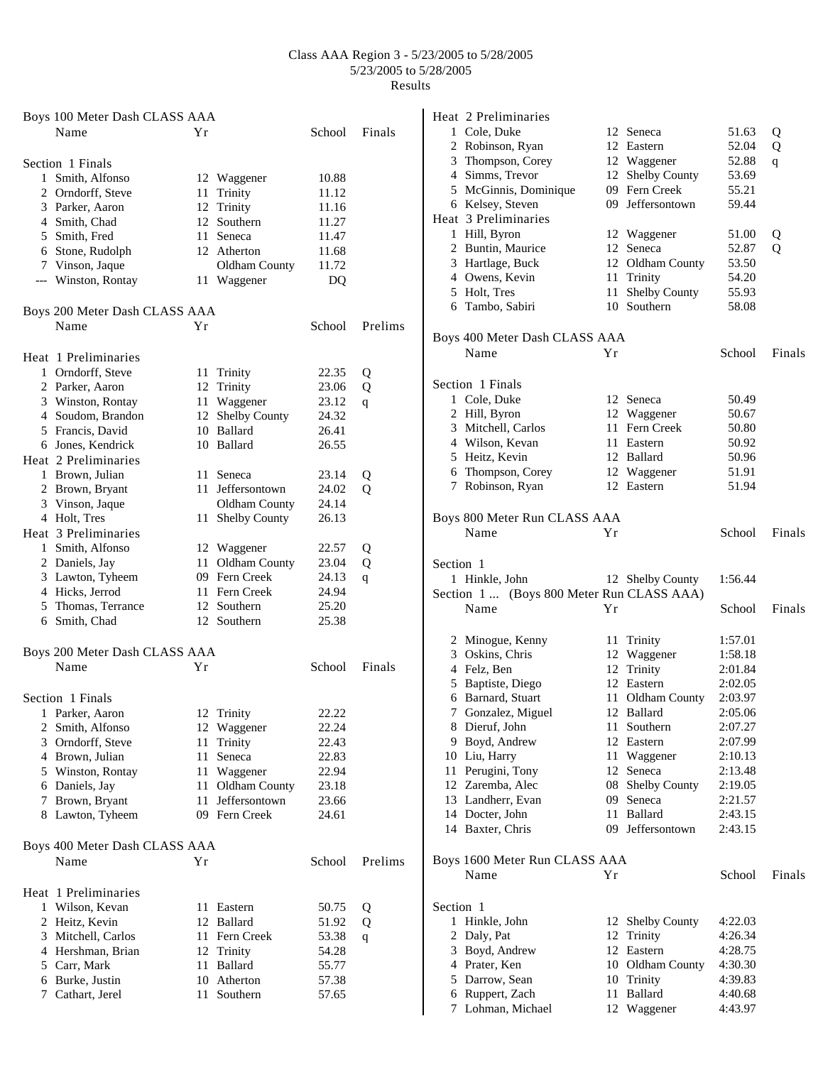# Class AAA Region 3 - 5/23/2005 to 5/28/2005
5/23/2005 to 5/28/2005
Results

## Boys 100 Meter Dash CLASS AAA

**Section 1 Finals**

| | Name | Yr | School | Finals |
|---|---|---|---|---|
| 1 | Smith, Alfonso | 12 | Waggener | 10.88 |
| 2 | Orndorff, Steve | 11 | Trinity | 11.12 |
| 3 | Parker, Aaron | 12 | Trinity | 11.16 |
| 4 | Smith, Chad | 12 | Southern | 11.27 |
| 5 | Smith, Fred | 11 | Seneca | 11.47 |
| 6 | Stone, Rudolph | 12 | Atherton | 11.68 |
| 7 | Vinson, Jaque | | Oldham County | 11.72 |
| --- | Winston, Rontay | 11 | Waggener | DQ |

## Boys 200 Meter Dash CLASS AAA

| | Name | Yr | School | Prelims | |
|---|---|---|---|---|---|
| **Heat 1 Preliminaries** | | | | | |
| 1 | Orndorff, Steve | 11 | Trinity | 22.35 | Q |
| 2 | Parker, Aaron | 12 | Trinity | 23.06 | Q |
| 3 | Winston, Rontay | 11 | Waggener | 23.12 | q |
| 4 | Soudom, Brandon | 12 | Shelby County | 24.32 | |
| 5 | Francis, David | 10 | Ballard | 26.41 | |
| 6 | Jones, Kendrick | 10 | Ballard | 26.55 | |
| **Heat 2 Preliminaries** | | | | | |
| 1 | Brown, Julian | 11 | Seneca | 23.14 | Q |
| 2 | Brown, Bryant | 11 | Jeffersontown | 24.02 | Q |
| 3 | Vinson, Jaque | | Oldham County | 24.14 | |
| 4 | Holt, Tres | 11 | Shelby County | 26.13 | |
| **Heat 3 Preliminaries** | | | | | |
| 1 | Smith, Alfonso | 12 | Waggener | 22.57 | Q |
| 2 | Daniels, Jay | 11 | Oldham County | 23.04 | Q |
| 3 | Lawton, Tyheem | 09 | Fern Creek | 24.13 | q |
| 4 | Hicks, Jerrod | 11 | Fern Creek | 24.94 | |
| 5 | Thomas, Terrance | 12 | Southern | 25.20 | |
| 6 | Smith, Chad | 12 | Southern | 25.38 | |

## Boys 200 Meter Dash CLASS AAA

**Section 1 Finals**

| | Name | Yr | School | Finals |
|---|---|---|---|---|
| 1 | Parker, Aaron | 12 | Trinity | 22.22 |
| 2 | Smith, Alfonso | 12 | Waggener | 22.24 |
| 3 | Orndorff, Steve | 11 | Trinity | 22.43 |
| 4 | Brown, Julian | 11 | Seneca | 22.83 |
| 5 | Winston, Rontay | 11 | Waggener | 22.94 |
| 6 | Daniels, Jay | 11 | Oldham County | 23.18 |
| 7 | Brown, Bryant | 11 | Jeffersontown | 23.66 |
| 8 | Lawton, Tyheem | 09 | Fern Creek | 24.61 |

## Boys 400 Meter Dash CLASS AAA

| | Name | Yr | School | Prelims | |
|---|---|---|---|---|---|
| **Heat 1 Preliminaries** | | | | | |
| 1 | Wilson, Kevan | 11 | Eastern | 50.75 | Q |
| 2 | Heitz, Kevin | 12 | Ballard | 51.92 | Q |
| 3 | Mitchell, Carlos | 11 | Fern Creek | 53.38 | q |
| 4 | Hershman, Brian | 12 | Trinity | 54.28 | |
| 5 | Carr, Mark | 11 | Ballard | 55.77 | |
| 6 | Burke, Justin | 10 | Atherton | 57.38 | |
| 7 | Cathart, Jerel | 11 | Southern | 57.65 | |
| **Heat 2 Preliminaries** | | | | | |
| 1 | Cole, Duke | 12 | Seneca | 51.63 | Q |
| 2 | Robinson, Ryan | 12 | Eastern | 52.04 | Q |
| 3 | Thompson, Corey | 12 | Waggener | 52.88 | q |
| 4 | Simms, Trevor | 12 | Shelby County | 53.69 | |
| 5 | McGinnis, Dominique | 09 | Fern Creek | 55.21 | |
| 6 | Kelsey, Steven | 09 | Jeffersontown | 59.44 | |
| **Heat 3 Preliminaries** | | | | | |
| 1 | Hill, Byron | 12 | Waggener | 51.00 | Q |
| 2 | Buntin, Maurice | 12 | Seneca | 52.87 | Q |
| 3 | Hartlage, Buck | 12 | Oldham County | 53.50 | |
| 4 | Owens, Kevin | 11 | Trinity | 54.20 | |
| 5 | Holt, Tres | 11 | Shelby County | 55.93 | |
| 6 | Tambo, Sabiri | 10 | Southern | 58.08 | |

## Boys 400 Meter Dash CLASS AAA

**Section 1 Finals**

| | Name | Yr | School | Finals |
|---|---|---|---|---|
| 1 | Cole, Duke | 12 | Seneca | 50.49 |
| 2 | Hill, Byron | 12 | Waggener | 50.67 |
| 3 | Mitchell, Carlos | 11 | Fern Creek | 50.80 |
| 4 | Wilson, Kevan | 11 | Eastern | 50.92 |
| 5 | Heitz, Kevin | 12 | Ballard | 50.96 |
| 6 | Thompson, Corey | 12 | Waggener | 51.91 |
| 7 | Robinson, Ryan | 12 | Eastern | 51.94 |

## Boys 800 Meter Run CLASS AAA

**Section 1**

| | Name | Yr | School | Finals |
|---|---|---|---|---|
| 1 | Hinkle, John | 12 | Shelby County | 1:56.44 |
| 2 | Minogue, Kenny | 11 | Trinity | 1:57.01 |
| 3 | Oskins, Chris | 12 | Waggener | 1:58.18 |
| 4 | Felz, Ben | 12 | Trinity | 2:01.84 |
| 5 | Baptiste, Diego | 12 | Eastern | 2:02.05 |
| 6 | Barnard, Stuart | 11 | Oldham County | 2:03.97 |
| 7 | Gonzalez, Miguel | 12 | Ballard | 2:05.06 |
| 8 | Dieruf, John | 11 | Southern | 2:07.27 |
| 9 | Boyd, Andrew | 12 | Eastern | 2:07.99 |
| 10 | Liu, Harry | 11 | Waggener | 2:10.13 |
| 11 | Perugini, Tony | 12 | Seneca | 2:13.48 |
| 12 | Zaremba, Alec | 08 | Shelby County | 2:19.05 |
| 13 | Landherr, Evan | 09 | Seneca | 2:21.57 |
| 14 | Docter, John | 11 | Ballard | 2:43.15 |
| 14 | Baxter, Chris | 09 | Jeffersontown | 2:43.15 |

## Boys 1600 Meter Run CLASS AAA

**Section 1**

| | Name | Yr | School | Finals |
|---|---|---|---|---|
| 1 | Hinkle, John | 12 | Shelby County | 4:22.03 |
| 2 | Daly, Pat | 12 | Trinity | 4:26.34 |
| 3 | Boyd, Andrew | 12 | Eastern | 4:28.75 |
| 4 | Prater, Ken | 10 | Oldham County | 4:30.30 |
| 5 | Darrow, Sean | 10 | Trinity | 4:39.83 |
| 6 | Ruppert, Zach | 11 | Ballard | 4:40.68 |
| 7 | Lohman, Michael | 12 | Waggener | 4:43.97 |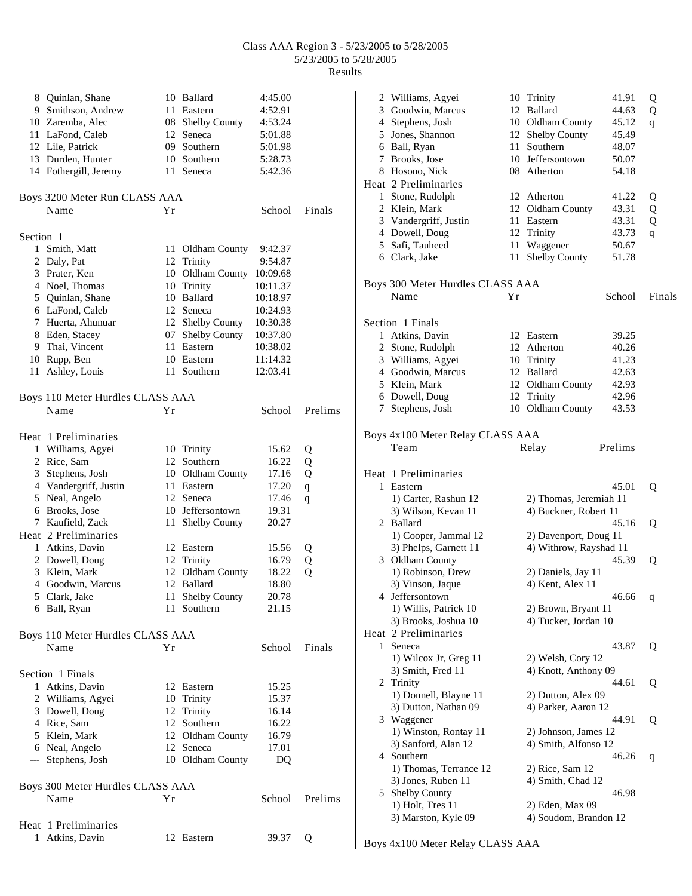Class AAA Region 3 - 5/23/2005 to 5/28/2005
5/23/2005 to 5/28/2005
Results

| | Name | Yr | School | Time |
|---|---|---|---|---|
| 8 | Quinlan, Shane | 10 | Ballard | 4:45.00 |
| 9 | Smithson, Andrew | 11 | Eastern | 4:52.91 |
| 10 | Zaremba, Alec | 08 | Shelby County | 4:53.24 |
| 11 | LaFond, Caleb | 12 | Seneca | 5:01.88 |
| 12 | Lile, Patrick | 09 | Southern | 5:01.98 |
| 13 | Durden, Hunter | 10 | Southern | 5:28.73 |
| 14 | Fothergill, Jeremy | 11 | Seneca | 5:42.36 |

## Boys 3200 Meter Run CLASS AAA

Section 1

| | Name | Yr | School | Finals |
|---|---|---|---|---|
| 1 | Smith, Matt | 11 | Oldham County | 9:42.37 |
| 2 | Daly, Pat | 12 | Trinity | 9:54.87 |
| 3 | Prater, Ken | 10 | Oldham County | 10:09.68 |
| 4 | Noel, Thomas | 10 | Trinity | 10:11.37 |
| 5 | Quinlan, Shane | 10 | Ballard | 10:18.97 |
| 6 | LaFond, Caleb | 12 | Seneca | 10:24.93 |
| 7 | Huerta, Ahunuar | 12 | Shelby County | 10:30.38 |
| 8 | Eden, Stacey | 07 | Shelby County | 10:37.80 |
| 9 | Thai, Vincent | 11 | Eastern | 10:38.02 |
| 10 | Rupp, Ben | 10 | Eastern | 11:14.32 |
| 11 | Ashley, Louis | 11 | Southern | 12:03.41 |

## Boys 110 Meter Hurdles CLASS AAA

Heat 1 Preliminaries

| | Name | Yr | School | Prelims | |
|---|---|---|---|---|---|
| 1 | Williams, Agyei | 10 | Trinity | 15.62 | Q |
| 2 | Rice, Sam | 12 | Southern | 16.22 | Q |
| 3 | Stephens, Josh | 10 | Oldham County | 17.16 | Q |
| 4 | Vandergriff, Justin | 11 | Eastern | 17.20 | q |
| 5 | Neal, Angelo | 12 | Seneca | 17.46 | q |
| 6 | Brooks, Jose | 10 | Jeffersontown | 19.31 | |
| 7 | Kaufield, Zack | 11 | Shelby County | 20.27 | |

Heat 2 Preliminaries

| | Name | Yr | School | Prelims | |
|---|---|---|---|---|---|
| 1 | Atkins, Davin | 12 | Eastern | 15.56 | Q |
| 2 | Dowell, Doug | 12 | Trinity | 16.79 | Q |
| 3 | Klein, Mark | 12 | Oldham County | 18.22 | Q |
| 4 | Goodwin, Marcus | 12 | Ballard | 18.80 | |
| 5 | Clark, Jake | 11 | Shelby County | 20.78 | |
| 6 | Ball, Ryan | 11 | Southern | 21.15 | |

## Boys 110 Meter Hurdles CLASS AAA

Section 1 Finals

| | Name | Yr | School | Finals |
|---|---|---|---|---|
| 1 | Atkins, Davin | 12 | Eastern | 15.25 |
| 2 | Williams, Agyei | 10 | Trinity | 15.37 |
| 3 | Dowell, Doug | 12 | Trinity | 16.14 |
| 4 | Rice, Sam | 12 | Southern | 16.22 |
| 5 | Klein, Mark | 12 | Oldham County | 16.79 |
| 6 | Neal, Angelo | 12 | Seneca | 17.01 |
| --- | Stephens, Josh | 10 | Oldham County | DQ |

## Boys 300 Meter Hurdles CLASS AAA

Heat 1 Preliminaries

| | Name | Yr | School | Prelims | |
|---|---|---|---|---|---|
| 1 | Atkins, Davin | 12 | Eastern | 39.37 | Q |
| 2 | Williams, Agyei | 10 | Trinity | 41.91 | Q |
| 3 | Goodwin, Marcus | 12 | Ballard | 44.63 | Q |
| 4 | Stephens, Josh | 10 | Oldham County | 45.12 | q |
| 5 | Jones, Shannon | 12 | Shelby County | 45.49 | |
| 6 | Ball, Ryan | 11 | Southern | 48.07 | |
| 7 | Brooks, Jose | 10 | Jeffersontown | 50.07 | |
| 8 | Hosono, Nick | 08 | Atherton | 54.18 | |

Heat 2 Preliminaries

| | Name | Yr | School | Prelims | |
|---|---|---|---|---|---|
| 1 | Stone, Rudolph | 12 | Atherton | 41.22 | Q |
| 2 | Klein, Mark | 12 | Oldham County | 43.31 | Q |
| 3 | Vandergriff, Justin | 11 | Eastern | 43.31 | Q |
| 4 | Dowell, Doug | 12 | Trinity | 43.73 | q |
| 5 | Safi, Tauheed | 11 | Waggener | 50.67 | |
| 6 | Clark, Jake | 11 | Shelby County | 51.78 | |

## Boys 300 Meter Hurdles CLASS AAA

Section 1 Finals

| | Name | Yr | School | Finals |
|---|---|---|---|---|
| 1 | Atkins, Davin | 12 | Eastern | 39.25 |
| 2 | Stone, Rudolph | 12 | Atherton | 40.26 |
| 3 | Williams, Agyei | 10 | Trinity | 41.23 |
| 4 | Goodwin, Marcus | 12 | Ballard | 42.63 |
| 5 | Klein, Mark | 12 | Oldham County | 42.93 |
| 6 | Dowell, Doug | 12 | Trinity | 42.96 |
| 7 | Stephens, Josh | 10 | Oldham County | 43.53 |

## Boys 4x100 Meter Relay CLASS AAA

Heat 1 Preliminaries

| | Team | Relay | Prelims | |
|---|---|---|---|---|
| 1 | Eastern | | 45.01 | Q |
| | 1) Carter, Rashun 12 | 2) Thomas, Jeremiah 11 | | |
| | 3) Wilson, Kevan 11 | 4) Buckner, Robert 11 | | |
| 2 | Ballard | | 45.16 | Q |
| | 1) Cooper, Jammal 12 | 2) Davenport, Doug 11 | | |
| | 3) Phelps, Garnett 11 | 4) Withrow, Rayshad 11 | | |
| 3 | Oldham County | | 45.39 | Q |
| | 1) Robinson, Drew | 2) Daniels, Jay 11 | | |
| | 3) Vinson, Jaque | 4) Kent, Alex 11 | | |
| 4 | Jeffersontown | | 46.66 | q |
| | 1) Willis, Patrick 10 | 2) Brown, Bryant 11 | | |
| | 3) Brooks, Joshua 10 | 4) Tucker, Jordan 10 | | |

Heat 2 Preliminaries

| | Team | Relay | Prelims | |
|---|---|---|---|---|
| 1 | Seneca | | 43.87 | Q |
| | 1) Wilcox Jr, Greg 11 | 2) Welsh, Cory 12 | | |
| | 3) Smith, Fred 11 | 4) Knott, Anthony 09 | | |
| 2 | Trinity | | 44.61 | Q |
| | 1) Donnell, Blayne 11 | 2) Dutton, Alex 09 | | |
| | 3) Dutton, Nathan 09 | 4) Parker, Aaron 12 | | |
| 3 | Waggener | | 44.91 | Q |
| | 1) Winston, Rontay 11 | 2) Johnson, James 12 | | |
| | 3) Sanford, Alan 12 | 4) Smith, Alfonso 12 | | |
| 4 | Southern | | 46.26 | q |
| | 1) Thomas, Terrance 12 | 2) Rice, Sam 12 | | |
| | 3) Jones, Ruben 11 | 4) Smith, Chad 12 | | |
| 5 | Shelby County | | 46.98 | |
| | 1) Holt, Tres 11 | 2) Eden, Max 09 | | |
| | 3) Marston, Kyle 09 | 4) Soudom, Brandon 12 | | |

## Boys 4x100 Meter Relay CLASS AAA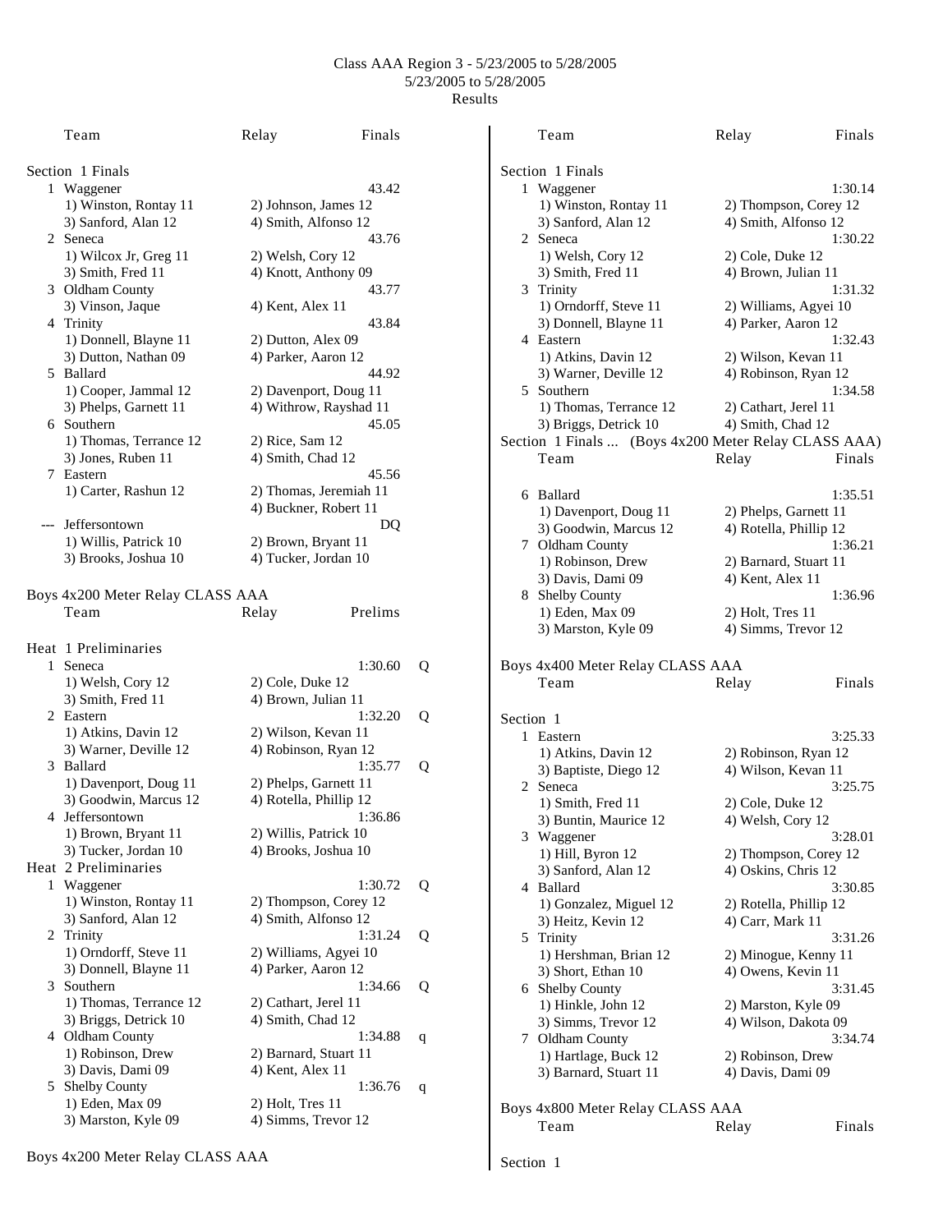Class AAA Region 3 - 5/23/2005 to 5/28/2005
5/23/2005 to 5/28/2005
Results

| | Team | Relay | Finals |
|---|---|---|---|

Section 1 Finals

| | Team | | Finals |
|---|---|---|---|
| 1 | Waggener | | 43.42 |
| | 1) Winston, Rontay 11 | 2) Johnson, James 12 | |
| | 3) Sanford, Alan 12 | 4) Smith, Alfonso 12 | |
| 2 | Seneca | | 43.76 |
| | 1) Wilcox Jr, Greg 11 | 2) Welsh, Cory 12 | |
| | 3) Smith, Fred 11 | 4) Knott, Anthony 09 | |
| 3 | Oldham County | | 43.77 |
| | 3) Vinson, Jaque | 4) Kent, Alex 11 | |
| 4 | Trinity | | 43.84 |
| | 1) Donnell, Blayne 11 | 2) Dutton, Alex 09 | |
| | 3) Dutton, Nathan 09 | 4) Parker, Aaron 12 | |
| 5 | Ballard | | 44.92 |
| | 1) Cooper, Jammal 12 | 2) Davenport, Doug 11 | |
| | 3) Phelps, Garnett 11 | 4) Withrow, Rayshad 11 | |
| 6 | Southern | | 45.05 |
| | 1) Thomas, Terrance 12 | 2) Rice, Sam 12 | |
| | 3) Jones, Ruben 11 | 4) Smith, Chad 12 | |
| 7 | Eastern | | 45.56 |
| | 1) Carter, Rashun 12 | 2) Thomas, Jeremiah 11 | |
| | | 4) Buckner, Robert 11 | |
| --- | Jeffersontown | | DQ |
| | 1) Willis, Patrick 10 | 2) Brown, Bryant 11 | |
| | 3) Brooks, Joshua 10 | 4) Tucker, Jordan 10 | |

## Boys 4x200 Meter Relay CLASS AAA

| | Team | Relay | Prelims | |
|---|---|---|---|---|

Heat 1 Preliminaries

| | Team | | Prelims | |
|---|---|---|---|---|
| 1 | Seneca | | 1:30.60 | Q |
| | 1) Welsh, Cory 12 | 2) Cole, Duke 12 | | |
| | 3) Smith, Fred 11 | 4) Brown, Julian 11 | | |
| 2 | Eastern | | 1:32.20 | Q |
| | 1) Atkins, Davin 12 | 2) Wilson, Kevan 11 | | |
| | 3) Warner, Deville 12 | 4) Robinson, Ryan 12 | | |
| 3 | Ballard | | 1:35.77 | Q |
| | 1) Davenport, Doug 11 | 2) Phelps, Garnett 11 | | |
| | 3) Goodwin, Marcus 12 | 4) Rotella, Phillip 12 | | |
| 4 | Jeffersontown | | 1:36.86 | |
| | 1) Brown, Bryant 11 | 2) Willis, Patrick 10 | | |
| | 3) Tucker, Jordan 10 | 4) Brooks, Joshua 10 | | |

Heat 2 Preliminaries

| | Team | | Prelims | |
|---|---|---|---|---|
| 1 | Waggener | | 1:30.72 | Q |
| | 1) Winston, Rontay 11 | 2) Thompson, Corey 12 | | |
| | 3) Sanford, Alan 12 | 4) Smith, Alfonso 12 | | |
| 2 | Trinity | | 1:31.24 | Q |
| | 1) Orndorff, Steve 11 | 2) Williams, Agyei 10 | | |
| | 3) Donnell, Blayne 11 | 4) Parker, Aaron 12 | | |
| 3 | Southern | | 1:34.66 | Q |
| | 1) Thomas, Terrance 12 | 2) Cathart, Jerel 11 | | |
| | 3) Briggs, Detrick 10 | 4) Smith, Chad 12 | | |
| 4 | Oldham County | | 1:34.88 | q |
| | 1) Robinson, Drew | 2) Barnard, Stuart 11 | | |
| | 3) Davis, Dami 09 | 4) Kent, Alex 11 | | |
| 5 | Shelby County | | 1:36.76 | q |
| | 1) Eden, Max 09 | 2) Holt, Tres 11 | | |
| | 3) Marston, Kyle 09 | 4) Simms, Trevor 12 | | |

## Boys 4x200 Meter Relay CLASS AAA

| | Team | Relay | Finals |
|---|---|---|---|

Section 1 Finals

| | Team | | Finals |
|---|---|---|---|
| 1 | Waggener | | 1:30.14 |
| | 1) Winston, Rontay 11 | 2) Thompson, Corey 12 | |
| | 3) Sanford, Alan 12 | 4) Smith, Alfonso 12 | |
| 2 | Seneca | | 1:30.22 |
| | 1) Welsh, Cory 12 | 2) Cole, Duke 12 | |
| | 3) Smith, Fred 11 | 4) Brown, Julian 11 | |
| 3 | Trinity | | 1:31.32 |
| | 1) Orndorff, Steve 11 | 2) Williams, Agyei 10 | |
| | 3) Donnell, Blayne 11 | 4) Parker, Aaron 12 | |
| 4 | Eastern | | 1:32.43 |
| | 1) Atkins, Davin 12 | 2) Wilson, Kevan 11 | |
| | 3) Warner, Deville 12 | 4) Robinson, Ryan 12 | |
| 5 | Southern | | 1:34.58 |
| | 1) Thomas, Terrance 12 | 2) Cathart, Jerel 11 | |
| | 3) Briggs, Detrick 10 | 4) Smith, Chad 12 | |

Section 1 Finals ... (Boys 4x200 Meter Relay CLASS AAA)

| | Team | Relay | Finals |
|---|---|---|---|
| 6 | Ballard | | 1:35.51 |
| | 1) Davenport, Doug 11 | 2) Phelps, Garnett 11 | |
| | 3) Goodwin, Marcus 12 | 4) Rotella, Phillip 12 | |
| 7 | Oldham County | | 1:36.21 |
| | 1) Robinson, Drew | 2) Barnard, Stuart 11 | |
| | 3) Davis, Dami 09 | 4) Kent, Alex 11 | |
| 8 | Shelby County | | 1:36.96 |
| | 1) Eden, Max 09 | 2) Holt, Tres 11 | |
| | 3) Marston, Kyle 09 | 4) Simms, Trevor 12 | |

## Boys 4x400 Meter Relay CLASS AAA

| | Team | Relay | Finals |
|---|---|---|---|

Section 1

| | Team | | Finals |
|---|---|---|---|
| 1 | Eastern | | 3:25.33 |
| | 1) Atkins, Davin 12 | 2) Robinson, Ryan 12 | |
| | 3) Baptiste, Diego 12 | 4) Wilson, Kevan 11 | |
| 2 | Seneca | | 3:25.75 |
| | 1) Smith, Fred 11 | 2) Cole, Duke 12 | |
| | 3) Buntin, Maurice 12 | 4) Welsh, Cory 12 | |
| 3 | Waggener | | 3:28.01 |
| | 1) Hill, Byron 12 | 2) Thompson, Corey 12 | |
| | 3) Sanford, Alan 12 | 4) Oskins, Chris 12 | |
| 4 | Ballard | | 3:30.85 |
| | 1) Gonzalez, Miguel 12 | 2) Rotella, Phillip 12 | |
| | 3) Heitz, Kevin 12 | 4) Carr, Mark 11 | |
| 5 | Trinity | | 3:31.26 |
| | 1) Hershman, Brian 12 | 2) Minogue, Kenny 11 | |
| | 3) Short, Ethan 10 | 4) Owens, Kevin 11 | |
| 6 | Shelby County | | 3:31.45 |
| | 1) Hinkle, John 12 | 2) Marston, Kyle 09 | |
| | 3) Simms, Trevor 12 | 4) Wilson, Dakota 09 | |
| 7 | Oldham County | | 3:34.74 |
| | 1) Hartlage, Buck 12 | 2) Robinson, Drew | |
| | 3) Barnard, Stuart 11 | 4) Davis, Dami 09 | |

## Boys 4x800 Meter Relay CLASS AAA

| | Team | Relay | Finals |
|---|---|---|---|

Section 1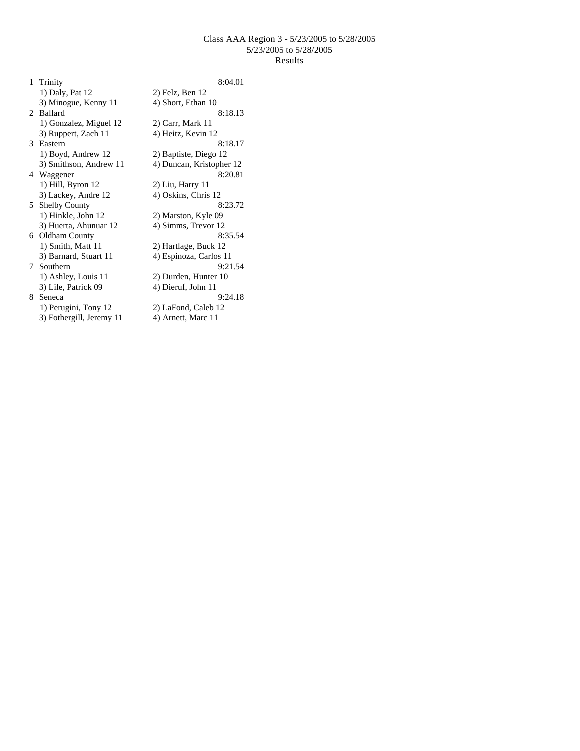Class AAA Region 3 - 5/23/2005 to 5/28/2005
5/23/2005 to 5/28/2005
Results

| | | | |
|---|---|---|---|
| 1 | Trinity | | 8:04.01 |
| | 1) Daly, Pat 12 | 2) Felz, Ben 12 | |
| | 3) Minogue, Kenny 11 | 4) Short, Ethan 10 | |
| 2 | Ballard | | 8:18.13 |
| | 1) Gonzalez, Miguel 12 | 2) Carr, Mark 11 | |
| | 3) Ruppert, Zach 11 | 4) Heitz, Kevin 12 | |
| 3 | Eastern | | 8:18.17 |
| | 1) Boyd, Andrew 12 | 2) Baptiste, Diego 12 | |
| | 3) Smithson, Andrew 11 | 4) Duncan, Kristopher 12 | |
| 4 | Waggener | | 8:20.81 |
| | 1) Hill, Byron 12 | 2) Liu, Harry 11 | |
| | 3) Lackey, Andre 12 | 4) Oskins, Chris 12 | |
| 5 | Shelby County | | 8:23.72 |
| | 1) Hinkle, John 12 | 2) Marston, Kyle 09 | |
| | 3) Huerta, Ahunuar 12 | 4) Simms, Trevor 12 | |
| 6 | Oldham County | | 8:35.54 |
| | 1) Smith, Matt 11 | 2) Hartlage, Buck 12 | |
| | 3) Barnard, Stuart 11 | 4) Espinoza, Carlos 11 | |
| 7 | Southern | | 9:21.54 |
| | 1) Ashley, Louis 11 | 2) Durden, Hunter 10 | |
| | 3) Lile, Patrick 09 | 4) Dieruf, John 11 | |
| 8 | Seneca | | 9:24.18 |
| | 1) Perugini, Tony 12 | 2) LaFond, Caleb 12 | |
| | 3) Fothergill, Jeremy 11 | 4) Arnett, Marc 11 | |